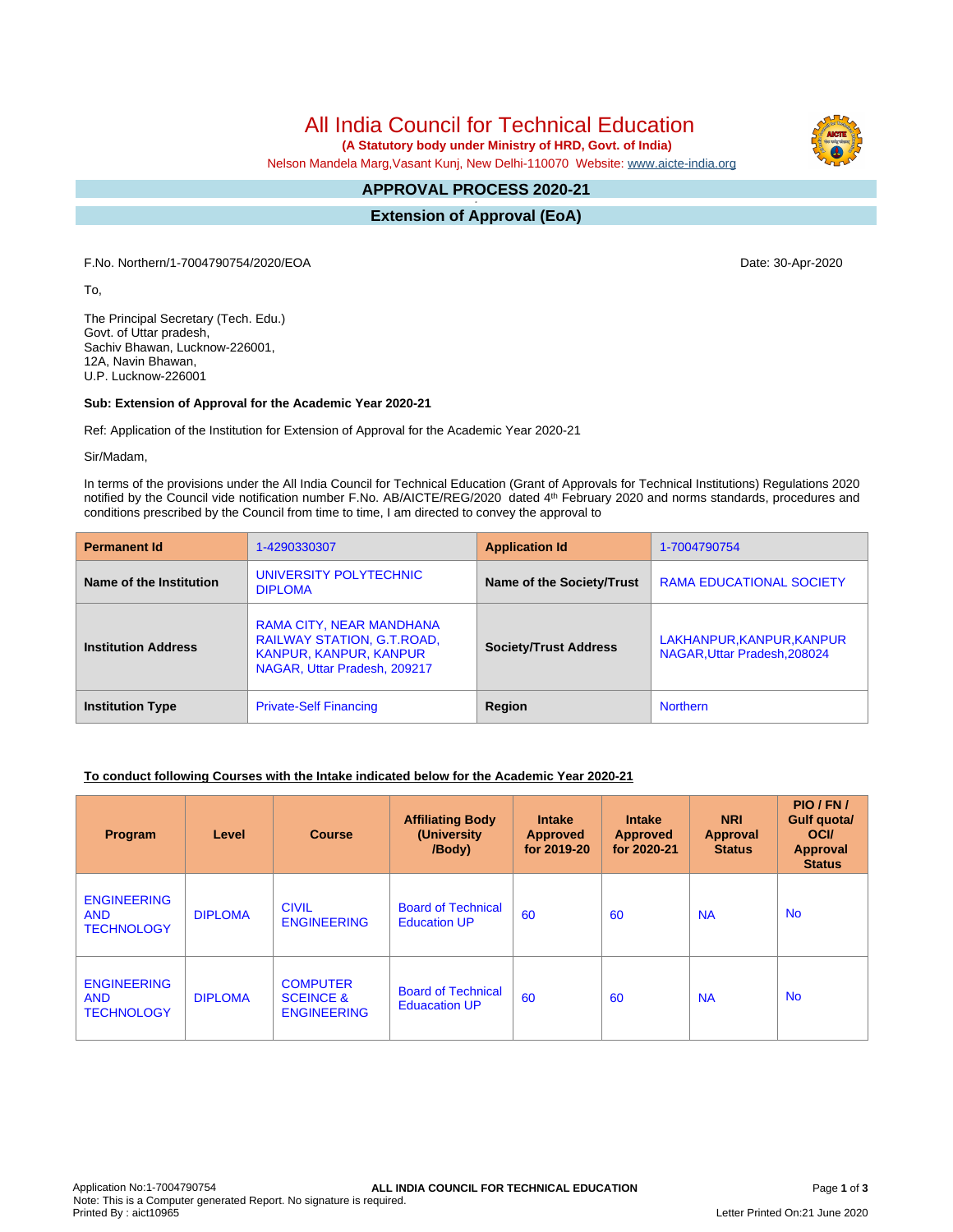# All India Council for Technical Education

**(A Statutory body under Ministry of HRD, Govt. of India)**

Nelson Mandela Marg,Vasant Kunj, New Delhi-110070 Website: www.aicte-india.org

## APPROVAL PROCESS 2020-21

## Extension of Approval (EoA)

F.No. Northern/1-7004790754/2020/EOA

Date: 30-Apr-2020

To,

The Principal Secretary (Tech. Edu.)
Govt. of Uttar pradesh,
Sachiv Bhawan, Lucknow-226001,
12A, Navin Bhawan,
U.P. Lucknow-226001

**Sub: Extension of Approval for the Academic Year 2020-21**

Ref: Application of the Institution for Extension of Approval for the Academic Year 2020-21

Sir/Madam,

In terms of the provisions under the All India Council for Technical Education (Grant of Approvals for Technical Institutions) Regulations 2020 notified by the Council vide notification number F.No. AB/AICTE/REG/2020 dated 4th February 2020 and norms standards, procedures and conditions prescribed by the Council from time to time, I am directed to convey the approval to

| **Permanent Id** | 1-4290330307 | **Application Id** | 1-7004790754 |
|---|---|---|---|
| **Name of the Institution** | UNIVERSITY POLYTECHNIC DIPLOMA | **Name of the Society/Trust** | RAMA EDUCATIONAL SOCIETY |
| **Institution Address** | RAMA CITY, NEAR MANDHANA RAILWAY STATION, G.T.ROAD, KANPUR, KANPUR, KANPUR NAGAR, Uttar Pradesh, 209217 | **Society/Trust Address** | LAKHANPUR,KANPUR,KANPUR NAGAR,Uttar Pradesh,208024 |
| **Institution Type** | Private-Self Financing | **Region** | Northern |

**To conduct following Courses with the Intake indicated below for the Academic Year 2020-21**

| Program | Level | Course | Affiliating Body (University /Body) | Intake Approved for 2019-20 | Intake Approved for 2020-21 | NRI Approval Status | PIO / FN / Gulf quota/ OCI/ Approval Status |
|---|---|---|---|---|---|---|---|
| ENGINEERING AND TECHNOLOGY | DIPLOMA | CIVIL ENGINEERING | Board of Technical Education UP | 60 | 60 | NA | No |
| ENGINEERING AND TECHNOLOGY | DIPLOMA | COMPUTER SCEINCE & ENGINEERING | Board of Technical Eduacation UP | 60 | 60 | NA | No |

Application No:1-7004790754
Note: This is a Computer generated Report. No signature is required.
Printed By : aict10965
Letter Printed On:21 June 2020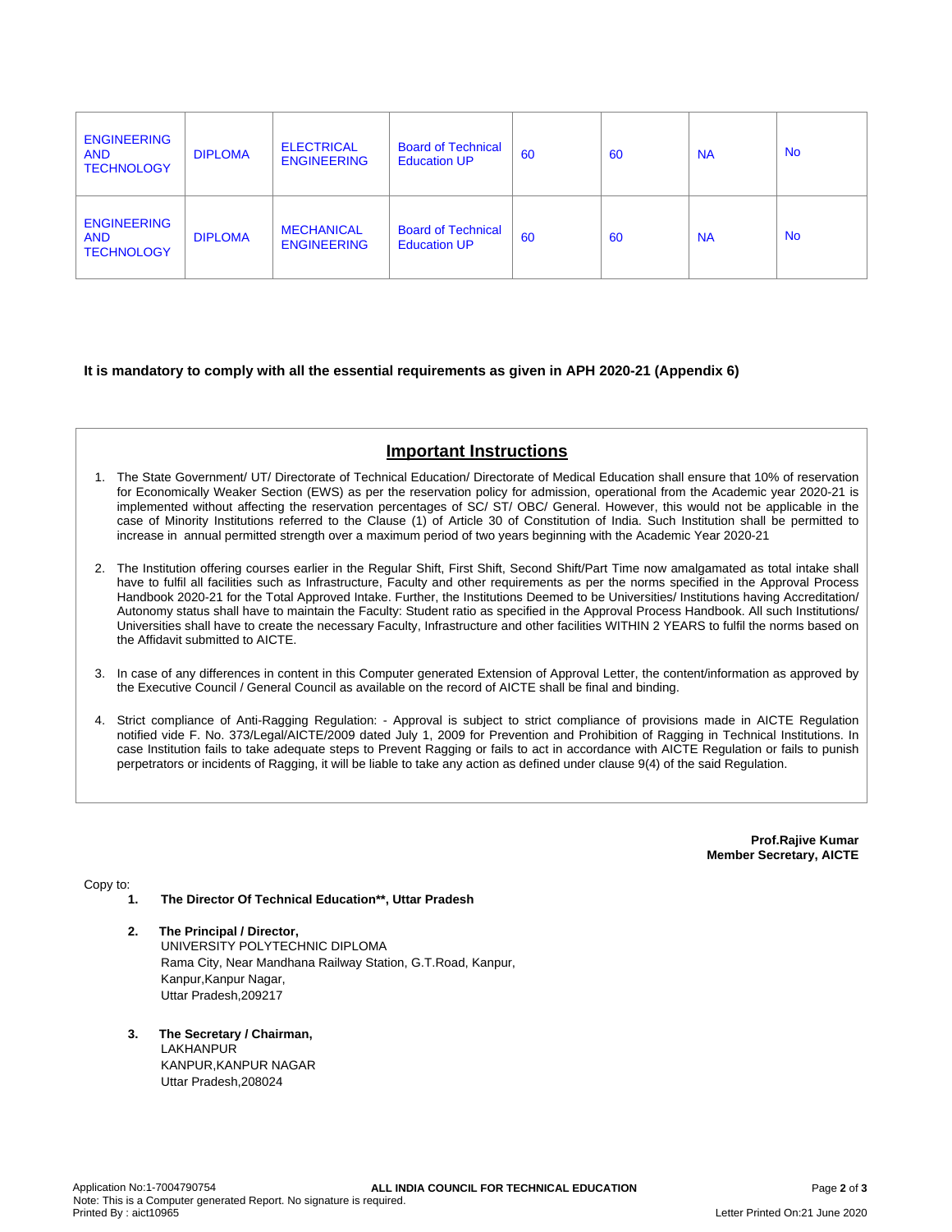| ENGINEERING AND TECHNOLOGY | DIPLOMA | ELECTRICAL ENGINEERING | Board of Technical Education UP | 60 | 60 | NA | No |
|---|---|---|---|---|---|---|---|
| ENGINEERING AND TECHNOLOGY | DIPLOMA | MECHANICAL ENGINEERING | Board of Technical Education UP | 60 | 60 | NA | No |

**It is mandatory to comply with all the essential requirements as given in APH 2020-21 (Appendix 6)**

## Important Instructions

1. The State Government/ UT/ Directorate of Technical Education/ Directorate of Medical Education shall ensure that 10% of reservation for Economically Weaker Section (EWS) as per the reservation policy for admission, operational from the Academic year 2020-21 is implemented without affecting the reservation percentages of SC/ ST/ OBC/ General. However, this would not be applicable in the case of Minority Institutions referred to the Clause (1) of Article 30 of Constitution of India. Such Institution shall be permitted to increase in annual permitted strength over a maximum period of two years beginning with the Academic Year 2020-21

2. The Institution offering courses earlier in the Regular Shift, First Shift, Second Shift/Part Time now amalgamated as total intake shall have to fulfil all facilities such as Infrastructure, Faculty and other requirements as per the norms specified in the Approval Process Handbook 2020-21 for the Total Approved Intake. Further, the Institutions Deemed to be Universities/ Institutions having Accreditation/ Autonomy status shall have to maintain the Faculty: Student ratio as specified in the Approval Process Handbook. All such Institutions/ Universities shall have to create the necessary Faculty, Infrastructure and other facilities WITHIN 2 YEARS to fulfil the norms based on the Affidavit submitted to AICTE.

3. In case of any differences in content in this Computer generated Extension of Approval Letter, the content/information as approved by the Executive Council / General Council as available on the record of AICTE shall be final and binding.

4. Strict compliance of Anti-Ragging Regulation: - Approval is subject to strict compliance of provisions made in AICTE Regulation notified vide F. No. 373/Legal/AICTE/2009 dated July 1, 2009 for Prevention and Prohibition of Ragging in Technical Institutions. In case Institution fails to take adequate steps to Prevent Ragging or fails to act in accordance with AICTE Regulation or fails to punish perpetrators or incidents of Ragging, it will be liable to take any action as defined under clause 9(4) of the said Regulation.

**Prof.Rajive Kumar**
**Member Secretary, AICTE**

Copy to:

1. **The Director Of Technical Education\*\*, Uttar Pradesh**

2. **The Principal / Director,**
   UNIVERSITY POLYTECHNIC DIPLOMA
   Rama City, Near Mandhana Railway Station, G.T.Road, Kanpur,
   Kanpur,Kanpur Nagar,
   Uttar Pradesh,209217

3. **The Secretary / Chairman,**
   LAKHANPUR
   KANPUR,KANPUR NAGAR
   Uttar Pradesh,208024

Application No:1-7004790754
Note: This is a Computer generated Report. No signature is required.
Printed By : aict10965
Letter Printed On:21 June 2020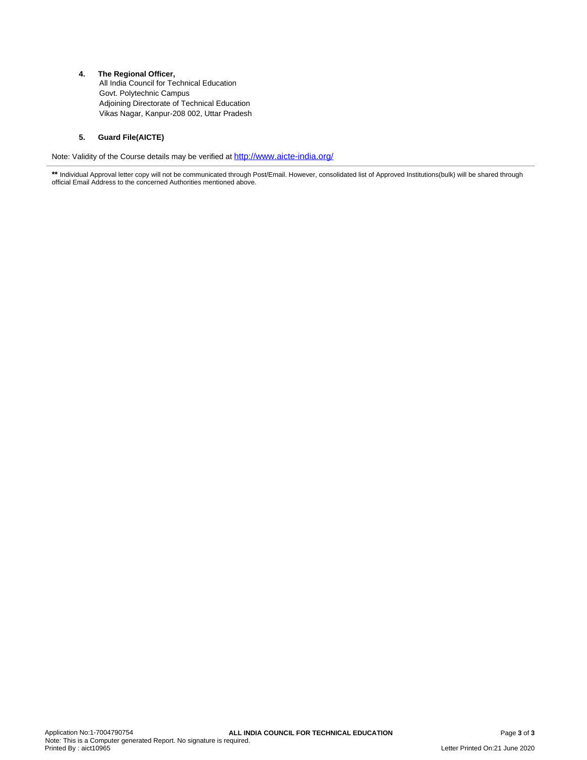4. **The Regional Officer,**
   All India Council for Technical Education
   Govt. Polytechnic Campus
   Adjoining Directorate of Technical Education
   Vikas Nagar, Kanpur-208 002, Uttar Pradesh

5. **Guard File(AICTE)**

Note: Validity of the Course details may be verified at http://www.aicte-india.org/

---

**\*\*** Individual Approval letter copy will not be communicated through Post/Email. However, consolidated list of Approved Institutions(bulk) will be shared through official Email Address to the concerned Authorities mentioned above.

Application No:1-7004790754
Note: This is a Computer generated Report. No signature is required.
Printed By : aict10965

**ALL INDIA COUNCIL FOR TECHNICAL EDUCATION**

Letter Printed On:21 June 2020